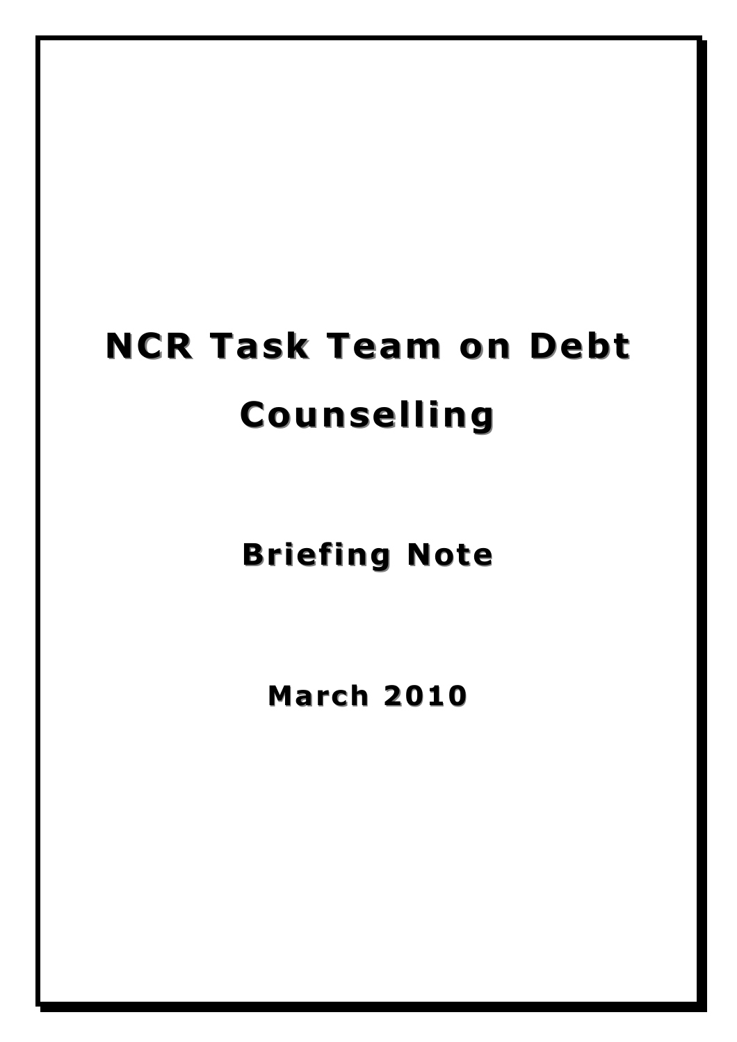# NCR Task Team on Debt Counselling

## Briefing Note

### March 2010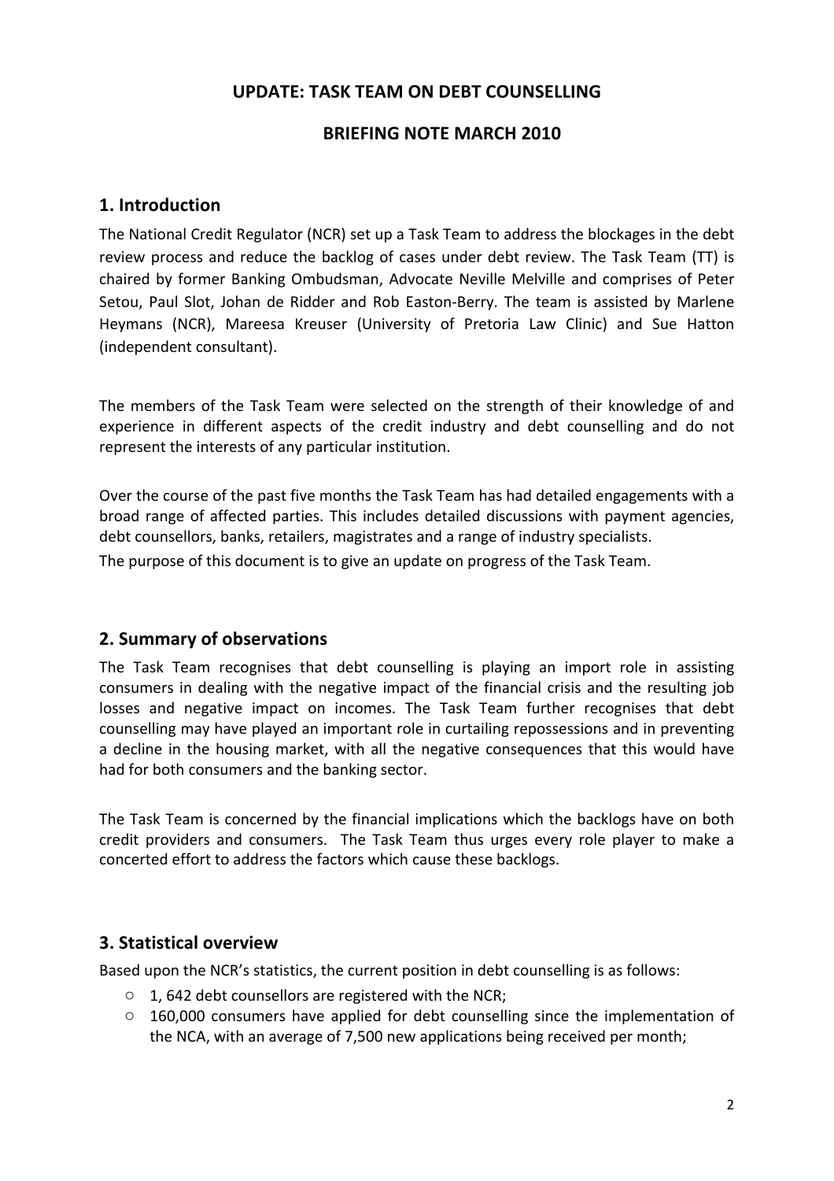**UPDATE: TASK TEAM ON DEBT COUNSELLING**

**BRIEFING NOTE MARCH 2010**

## 1. Introduction

The National Credit Regulator (NCR) set up a Task Team to address the blockages in the debt review process and reduce the backlog of cases under debt review. The Task Team (TT) is chaired by former Banking Ombudsman, Advocate Neville Melville and comprises of Peter Setou, Paul Slot, Johan de Ridder and Rob Easton-Berry. The team is assisted by Marlene Heymans (NCR), Mareesa Kreuser (University of Pretoria Law Clinic) and Sue Hatton (independent consultant).

The members of the Task Team were selected on the strength of their knowledge of and experience in different aspects of the credit industry and debt counselling and do not represent the interests of any particular institution.

Over the course of the past five months the Task Team has had detailed engagements with a broad range of affected parties. This includes detailed discussions with payment agencies, debt counsellors, banks, retailers, magistrates and a range of industry specialists.

The purpose of this document is to give an update on progress of the Task Team.

## 2. Summary of observations

The Task Team recognises that debt counselling is playing an import role in assisting consumers in dealing with the negative impact of the financial crisis and the resulting job losses and negative impact on incomes. The Task Team further recognises that debt counselling may have played an important role in curtailing repossessions and in preventing a decline in the housing market, with all the negative consequences that this would have had for both consumers and the banking sector.

The Task Team is concerned by the financial implications which the backlogs have on both credit providers and consumers. The Task Team thus urges every role player to make a concerted effort to address the factors which cause these backlogs.

## 3. Statistical overview

Based upon the NCR's statistics, the current position in debt counselling is as follows:

- 1, 642 debt counsellors are registered with the NCR;
- 160,000 consumers have applied for debt counselling since the implementation of the NCA, with an average of 7,500 new applications being received per month;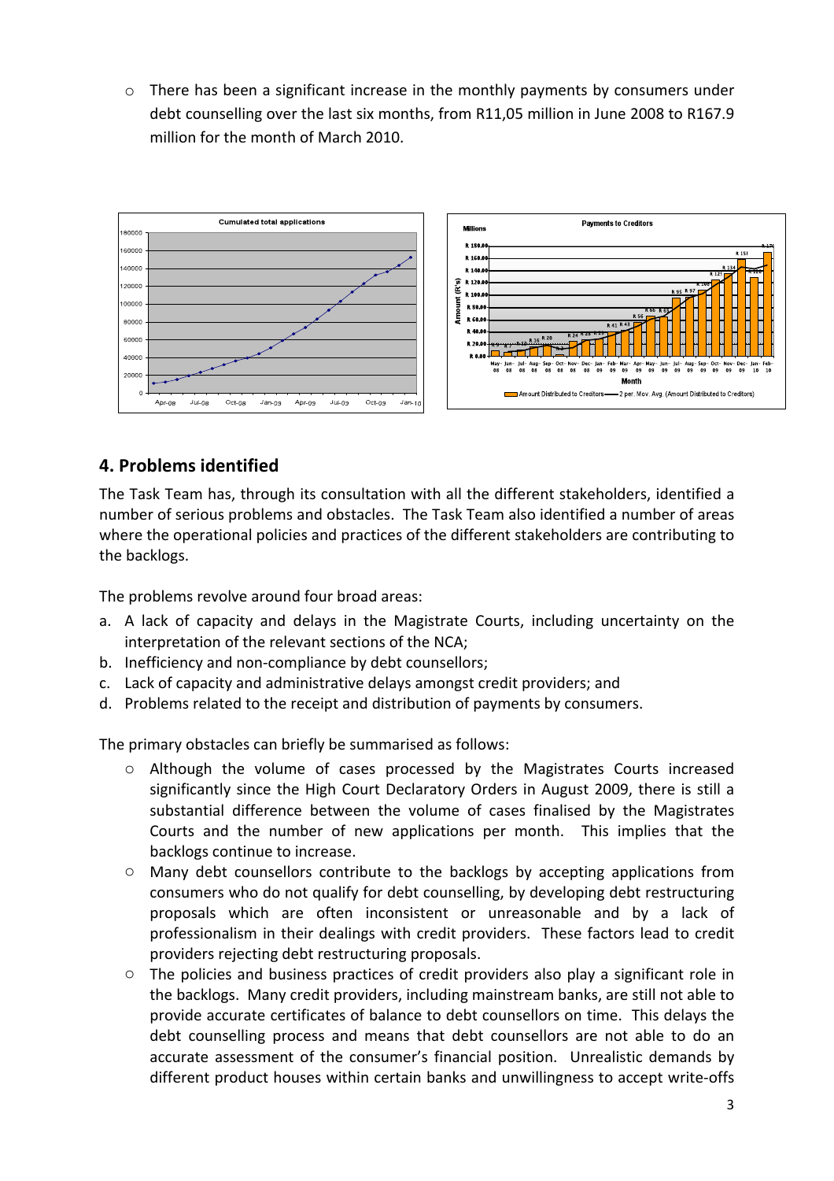- There has been a significant increase in the monthly payments by consumers under debt counselling over the last six months, from R11,05 million in June 2008 to R167.9 million for the month of March 2010.

## 4. Problems identified

The Task Team has, through its consultation with all the different stakeholders, identified a number of serious problems and obstacles. The Task Team also identified a number of areas where the operational policies and practices of the different stakeholders are contributing to the backlogs.

The problems revolve around four broad areas:

a. A lack of capacity and delays in the Magistrate Courts, including uncertainty on the interpretation of the relevant sections of the NCA;
b. Inefficiency and non-compliance by debt counsellors;
c. Lack of capacity and administrative delays amongst credit providers; and
d. Problems related to the receipt and distribution of payments by consumers.

The primary obstacles can briefly be summarised as follows:

- Although the volume of cases processed by the Magistrates Courts increased significantly since the High Court Declaratory Orders in August 2009, there is still a substantial difference between the volume of cases finalised by the Magistrates Courts and the number of new applications per month. This implies that the backlogs continue to increase.
- Many debt counsellors contribute to the backlogs by accepting applications from consumers who do not qualify for debt counselling, by developing debt restructuring proposals which are often inconsistent or unreasonable and by a lack of professionalism in their dealings with credit providers. These factors lead to credit providers rejecting debt restructuring proposals.
- The policies and business practices of credit providers also play a significant role in the backlogs. Many credit providers, including mainstream banks, are still not able to provide accurate certificates of balance to debt counsellors on time. This delays the debt counselling process and means that debt counsellors are not able to do an accurate assessment of the consumer's financial position. Unrealistic demands by different product houses within certain banks and unwillingness to accept write-offs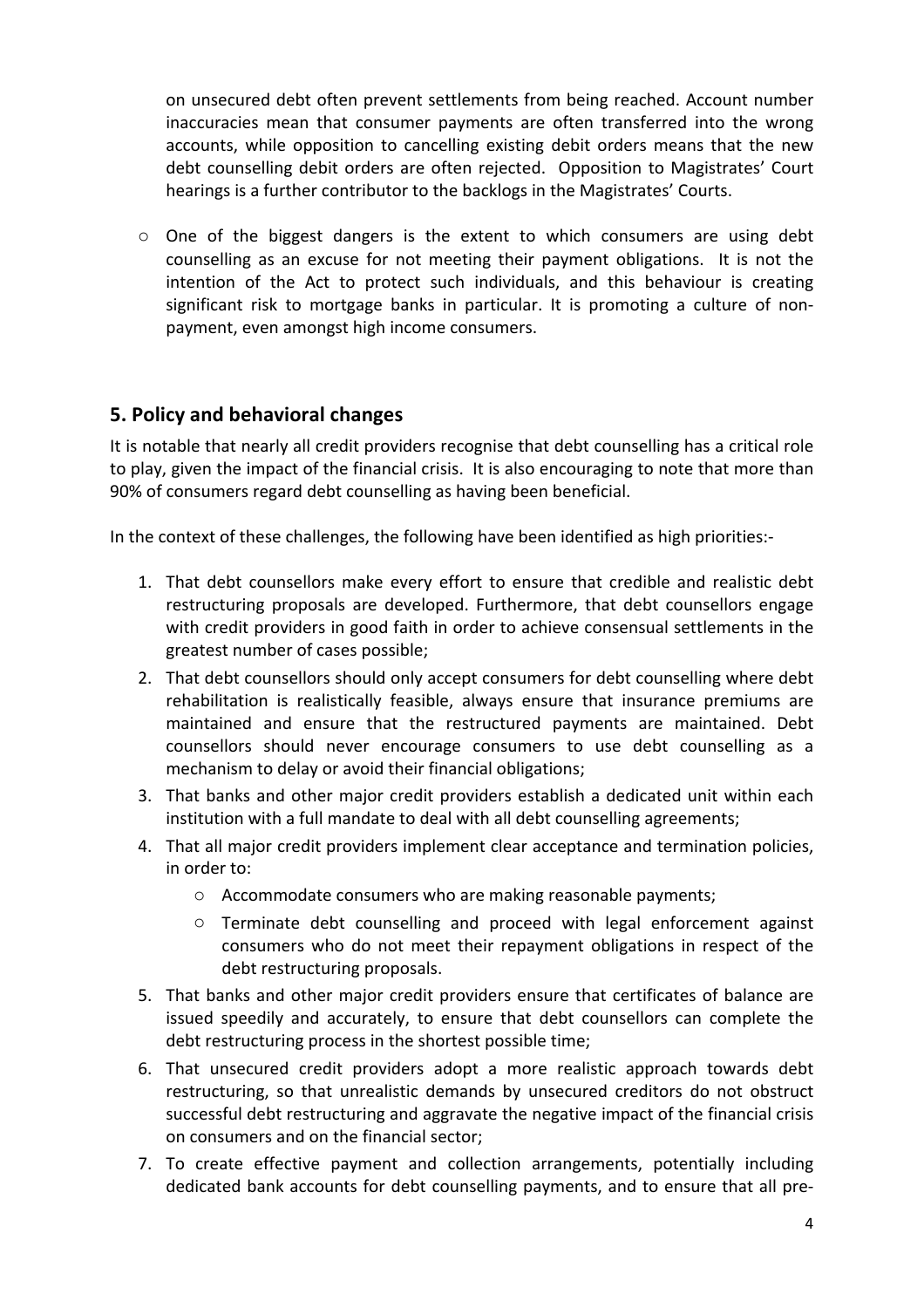on unsecured debt often prevent settlements from being reached. Account number inaccuracies mean that consumer payments are often transferred into the wrong accounts, while opposition to cancelling existing debit orders means that the new debt counselling debit orders are often rejected. Opposition to Magistrates' Court hearings is a further contributor to the backlogs in the Magistrates' Courts.

- One of the biggest dangers is the extent to which consumers are using debt counselling as an excuse for not meeting their payment obligations. It is not the intention of the Act to protect such individuals, and this behaviour is creating significant risk to mortgage banks in particular. It is promoting a culture of non-payment, even amongst high income consumers.

## 5. Policy and behavioral changes

It is notable that nearly all credit providers recognise that debt counselling has a critical role to play, given the impact of the financial crisis. It is also encouraging to note that more than 90% of consumers regard debt counselling as having been beneficial.

In the context of these challenges, the following have been identified as high priorities:-

1. That debt counsellors make every effort to ensure that credible and realistic debt restructuring proposals are developed. Furthermore, that debt counsellors engage with credit providers in good faith in order to achieve consensual settlements in the greatest number of cases possible;
2. That debt counsellors should only accept consumers for debt counselling where debt rehabilitation is realistically feasible, always ensure that insurance premiums are maintained and ensure that the restructured payments are maintained. Debt counsellors should never encourage consumers to use debt counselling as a mechanism to delay or avoid their financial obligations;
3. That banks and other major credit providers establish a dedicated unit within each institution with a full mandate to deal with all debt counselling agreements;
4. That all major credit providers implement clear acceptance and termination policies, in order to:
   - Accommodate consumers who are making reasonable payments;
   - Terminate debt counselling and proceed with legal enforcement against consumers who do not meet their repayment obligations in respect of the debt restructuring proposals.
5. That banks and other major credit providers ensure that certificates of balance are issued speedily and accurately, to ensure that debt counsellors can complete the debt restructuring process in the shortest possible time;
6. That unsecured credit providers adopt a more realistic approach towards debt restructuring, so that unrealistic demands by unsecured creditors do not obstruct successful debt restructuring and aggravate the negative impact of the financial crisis on consumers and on the financial sector;
7. To create effective payment and collection arrangements, potentially including dedicated bank accounts for debt counselling payments, and to ensure that all pre-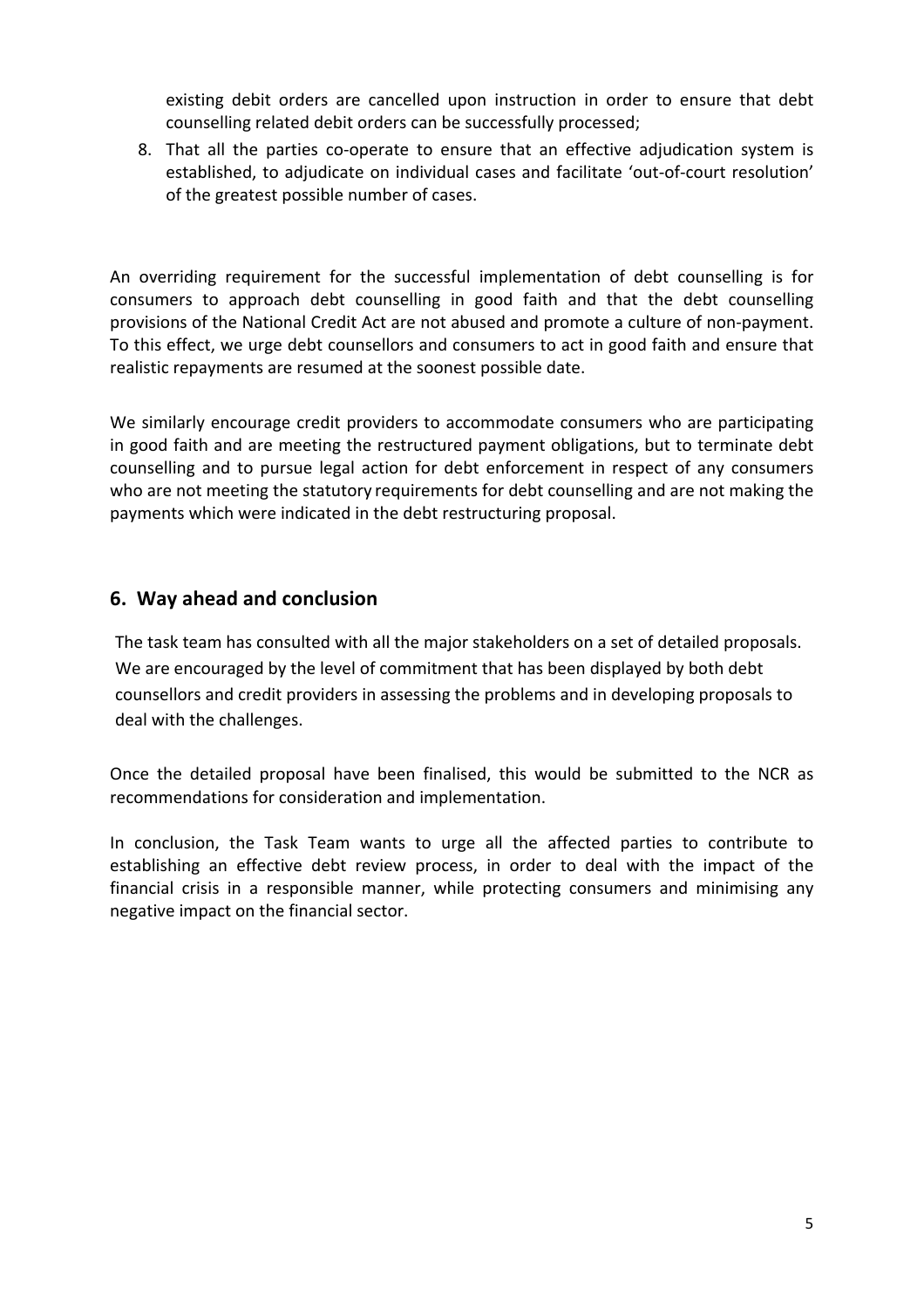existing debit orders are cancelled upon instruction in order to ensure that debt counselling related debit orders can be successfully processed;

8. That all the parties co-operate to ensure that an effective adjudication system is established, to adjudicate on individual cases and facilitate 'out-of-court resolution' of the greatest possible number of cases.

An overriding requirement for the successful implementation of debt counselling is for consumers to approach debt counselling in good faith and that the debt counselling provisions of the National Credit Act are not abused and promote a culture of non-payment. To this effect, we urge debt counsellors and consumers to act in good faith and ensure that realistic repayments are resumed at the soonest possible date.

We similarly encourage credit providers to accommodate consumers who are participating in good faith and are meeting the restructured payment obligations, but to terminate debt counselling and to pursue legal action for debt enforcement in respect of any consumers who are not meeting the statutory requirements for debt counselling and are not making the payments which were indicated in the debt restructuring proposal.

## 6. Way ahead and conclusion

The task team has consulted with all the major stakeholders on a set of detailed proposals. We are encouraged by the level of commitment that has been displayed by both debt counsellors and credit providers in assessing the problems and in developing proposals to deal with the challenges.

Once the detailed proposal have been finalised, this would be submitted to the NCR as recommendations for consideration and implementation.

In conclusion, the Task Team wants to urge all the affected parties to contribute to establishing an effective debt review process, in order to deal with the impact of the financial crisis in a responsible manner, while protecting consumers and minimising any negative impact on the financial sector.